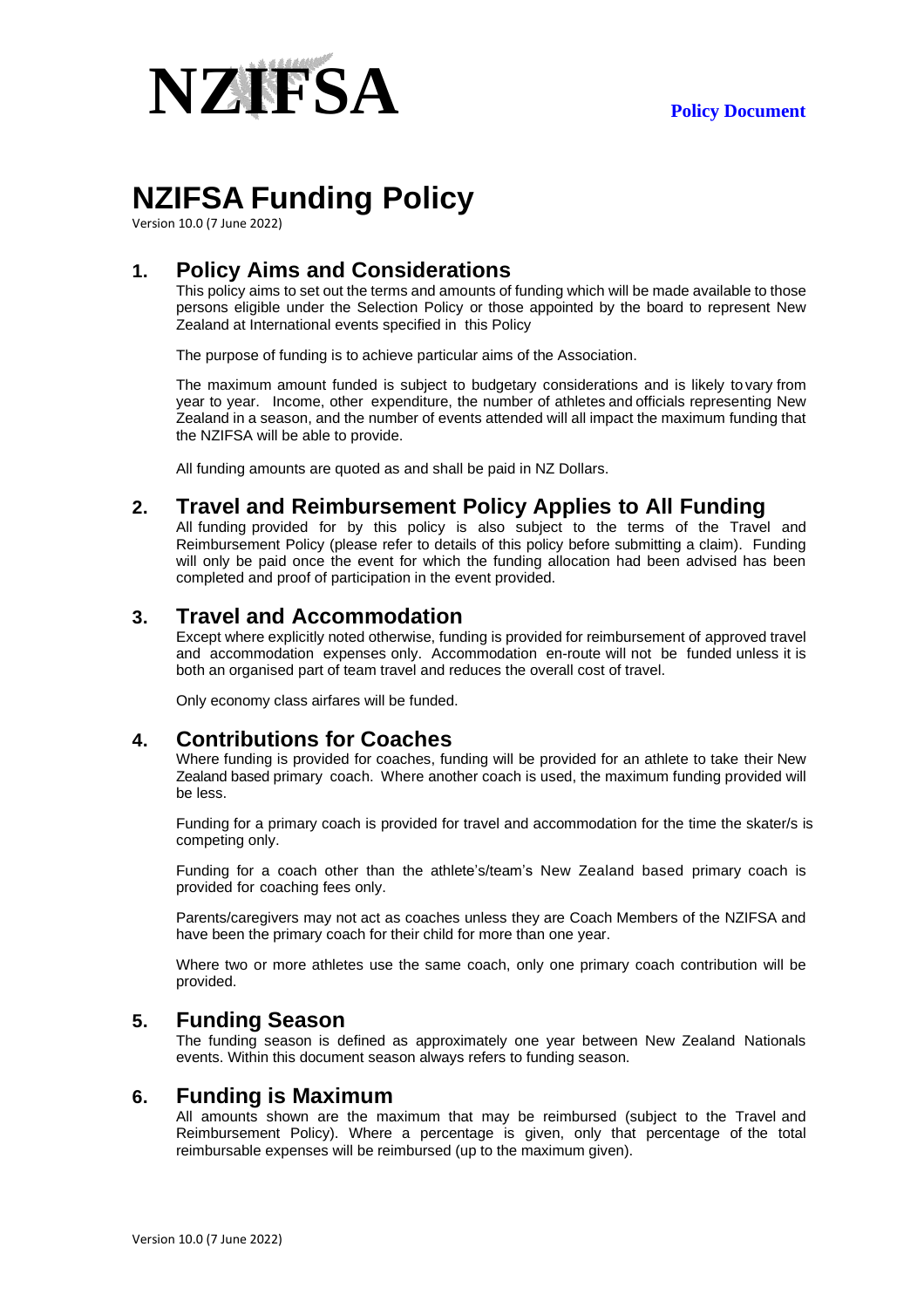NZIFSA

**Policy Document**

# NZIFSA Funding Policy

Version 10.0 (7 June 2022)

## 1. Policy Aims and Considerations

This policy aims to set out the terms and amounts of funding which will be made available to those persons eligible under the Selection Policy or those appointed by the board to represent New Zealand at International events specified in this Policy

The purpose of funding is to achieve particular aims of the Association.

The maximum amount funded is subject to budgetary considerations and is likely to vary from year to year. Income, other expenditure, the number of athletes and officials representing New Zealand in a season, and the number of events attended will all impact the maximum funding that the NZIFSA will be able to provide.

All funding amounts are quoted as and shall be paid in NZ Dollars.

## 2. Travel and Reimbursement Policy Applies to All Funding

All funding provided for by this policy is also subject to the terms of the Travel and Reimbursement Policy (please refer to details of this policy before submitting a claim). Funding will only be paid once the event for which the funding allocation had been advised has been completed and proof of participation in the event provided.

## 3. Travel and Accommodation

Except where explicitly noted otherwise, funding is provided for reimbursement of approved travel and accommodation expenses only. Accommodation en-route will not be funded unless it is both an organised part of team travel and reduces the overall cost of travel.

Only economy class airfares will be funded.

## 4. Contributions for Coaches

Where funding is provided for coaches, funding will be provided for an athlete to take their New Zealand based primary coach. Where another coach is used, the maximum funding provided will be less.

Funding for a primary coach is provided for travel and accommodation for the time the skater/s is competing only.

Funding for a coach other than the athlete's/team's New Zealand based primary coach is provided for coaching fees only.

Parents/caregivers may not act as coaches unless they are Coach Members of the NZIFSA and have been the primary coach for their child for more than one year.

Where two or more athletes use the same coach, only one primary coach contribution will be provided.

## 5. Funding Season

The funding season is defined as approximately one year between New Zealand Nationals events. Within this document season always refers to funding season.

## 6. Funding is Maximum

All amounts shown are the maximum that may be reimbursed (subject to the Travel and Reimbursement Policy). Where a percentage is given, only that percentage of the total reimbursable expenses will be reimbursed (up to the maximum given).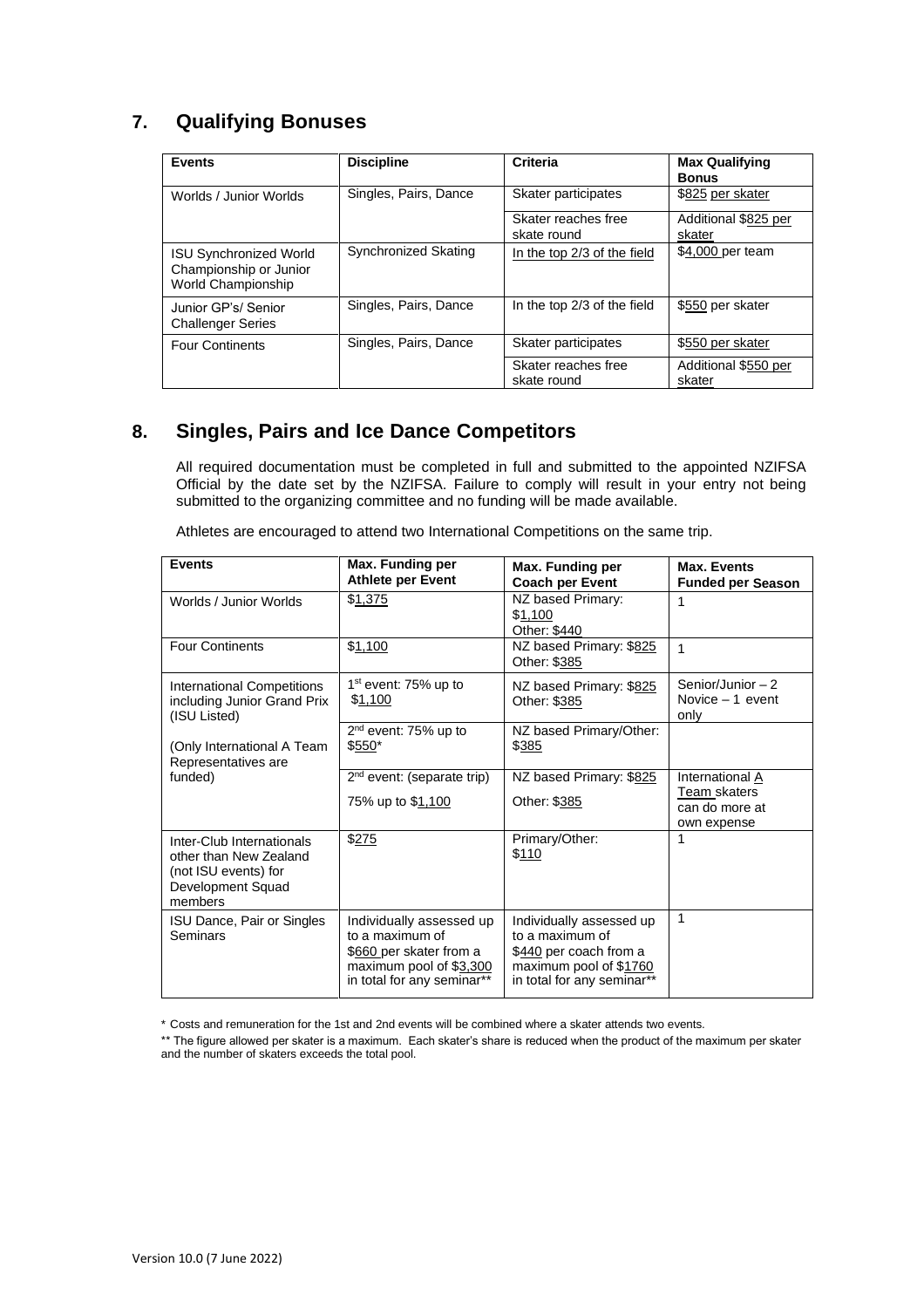## 7. Qualifying Bonuses

| Events | Discipline | Criteria | Max Qualifying Bonus |
|---|---|---|---|
| Worlds / Junior Worlds | Singles, Pairs, Dance | Skater participates | $825 per skater |
| | | Skater reaches free skate round | Additional $825 per skater |
| ISU Synchronized World Championship or Junior World Championship | Synchronized Skating | In the top 2/3 of the field | $4,000 per team |
| Junior GP's/ Senior Challenger Series | Singles, Pairs, Dance | In the top 2/3 of the field | $550 per skater |
| Four Continents | Singles, Pairs, Dance | Skater participates | $550 per skater |
| | | Skater reaches free skate round | Additional $550 per skater |

## 8. Singles, Pairs and Ice Dance Competitors

All required documentation must be completed in full and submitted to the appointed NZIFSA Official by the date set by the NZIFSA. Failure to comply will result in your entry not being submitted to the organizing committee and no funding will be made available.

Athletes are encouraged to attend two International Competitions on the same trip.

| Events | Max. Funding per Athlete per Event | Max. Funding per Coach per Event | Max. Events Funded per Season |
|---|---|---|---|
| Worlds / Junior Worlds | $1,375 | NZ based Primary: $1,100<br>Other: $440 | 1 |
| Four Continents | $1,100 | NZ based Primary: $825<br>Other: $385 | 1 |
| International Competitions including Junior Grand Prix (ISU Listed)<br><br>(Only International A Team Representatives are funded) | 1st event: 75% up to $1,100 | NZ based Primary: $825<br>Other: $385 | Senior/Junior – 2<br>Novice – 1 event only |
| | 2nd event: 75% up to $550* | NZ based Primary/Other: $385 | |
| | 2nd event: (separate trip)<br>75% up to $1,100 | NZ based Primary: $825<br>Other: $385 | International A Team skaters can do more at own expense |
| Inter-Club Internationals other than New Zealand (not ISU events) for Development Squad members | $275 | Primary/Other: $110 | 1 |
| ISU Dance, Pair or Singles Seminars | Individually assessed up to a maximum of $660 per skater from a maximum pool of $3,300 in total for any seminar** | Individually assessed up to a maximum of $440 per coach from a maximum pool of $1760 in total for any seminar** | 1 |

\* Costs and remuneration for the 1st and 2nd events will be combined where a skater attends two events.

\*\* The figure allowed per skater is a maximum. Each skater's share is reduced when the product of the maximum per skater and the number of skaters exceeds the total pool.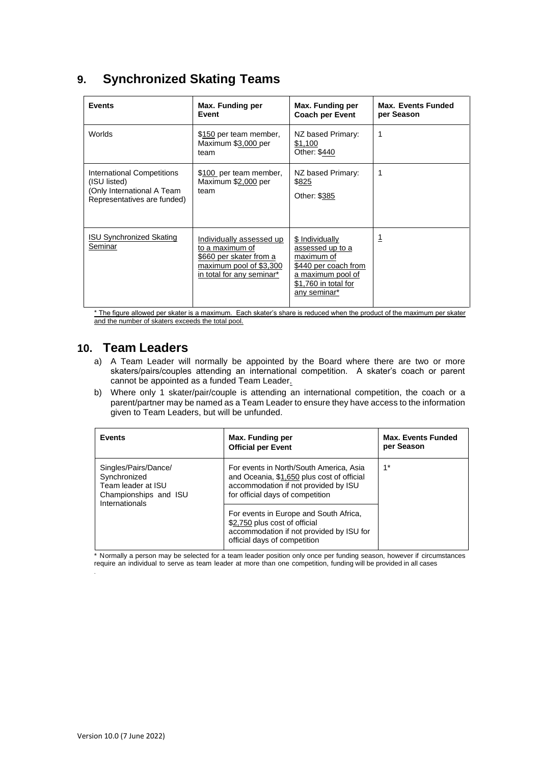## 9. Synchronized Skating Teams

| Events | Max. Funding per Event | Max. Funding per Coach per Event | Max. Events Funded per Season |
|---|---|---|---|
| Worlds | $150 per team member, Maximum $3,000 per team | NZ based Primary: $1,100<br>Other: $440 | 1 |
| International Competitions (ISU listed)<br>(Only International A Team Representatives are funded) | $100 per team member, Maximum $2,000 per team | NZ based Primary: $825<br>Other: $385 | 1 |
| ISU Synchronized Skating Seminar | Individually assessed up to a maximum of $660 per skater from a maximum pool of $3,300 in total for any seminar* | $ Individually assessed up to a maximum of $440 per coach from a maximum pool of $1,760 in total for any seminar* | 1 |

\* The figure allowed per skater is a maximum. Each skater's share is reduced when the product of the maximum per skater and the number of skaters exceeds the total pool.

## 10. Team Leaders

a) A Team Leader will normally be appointed by the Board where there are two or more skaters/pairs/couples attending an international competition. A skater's coach or parent cannot be appointed as a funded Team Leader.

b) Where only 1 skater/pair/couple is attending an international competition, the coach or a parent/partner may be named as a Team Leader to ensure they have access to the information given to Team Leaders, but will be unfunded.

| Events | Max. Funding per Official per Event | Max. Events Funded per Season |
|---|---|---|
| Singles/Pairs/Dance/ Synchronized Team leader at ISU Championships and ISU Internationals | For events in North/South America, Asia and Oceania, $1,650 plus cost of official accommodation if not provided by ISU for official days of competition | 1* |
| | For events in Europe and South Africa, $2,750 plus cost of official accommodation if not provided by ISU for official days of competition | |

\* Normally a person may be selected for a team leader position only once per funding season, however if circumstances require an individual to serve as team leader at more than one competition, funding will be provided in all cases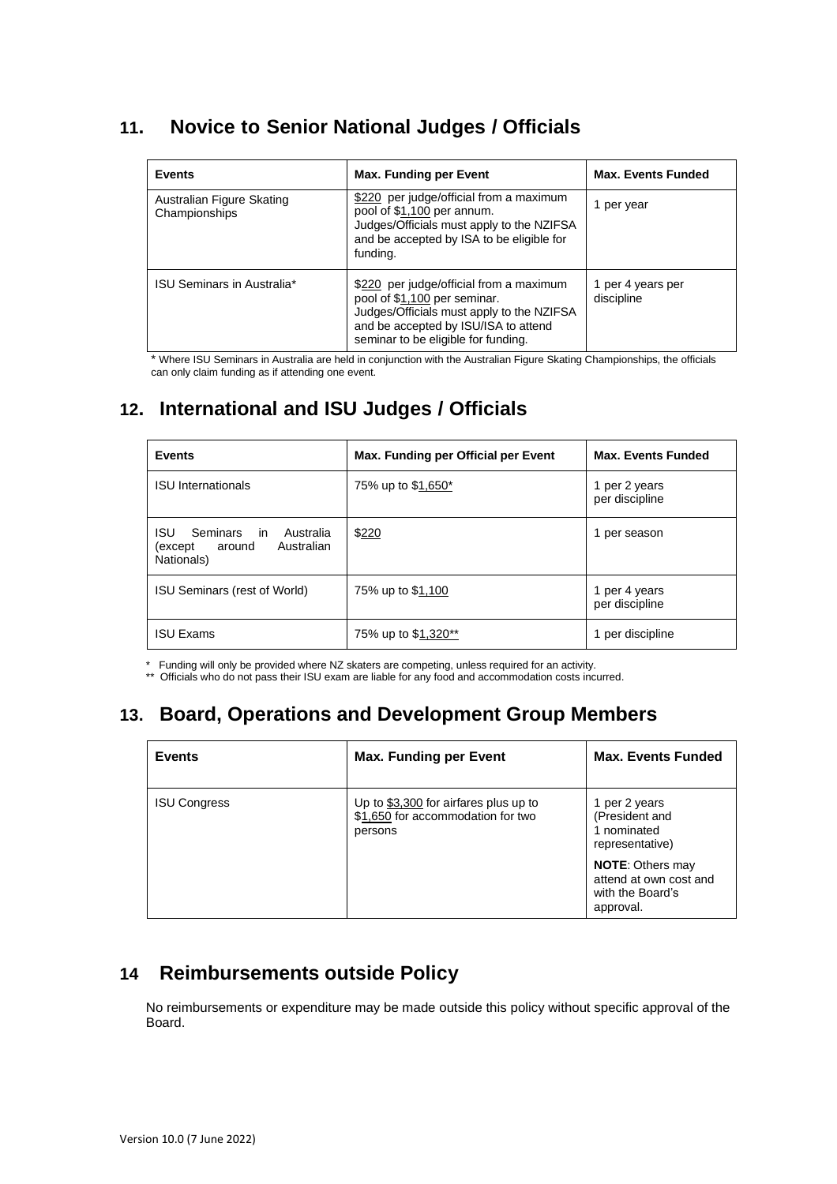## 11. Novice to Senior National Judges / Officials

| Events | Max. Funding per Event | Max. Events Funded |
|---|---|---|
| Australian Figure Skating Championships | $220 per judge/official from a maximum pool of $1,100 per annum. Judges/Officials must apply to the NZIFSA and be accepted by ISA to be eligible for funding. | 1 per year |
| ISU Seminars in Australia* | $220 per judge/official from a maximum pool of $1,100 per seminar. Judges/Officials must apply to the NZIFSA and be accepted by ISU/ISA to attend seminar to be eligible for funding. | 1 per 4 years per discipline |

\* Where ISU Seminars in Australia are held in conjunction with the Australian Figure Skating Championships, the officials can only claim funding as if attending one event.

## 12. International and ISU Judges / Officials

| Events | Max. Funding per Official per Event | Max. Events Funded |
|---|---|---|
| ISU Internationals | 75% up to $1,650* | 1 per 2 years per discipline |
| ISU Seminars in Australia (except around Australian Nationals) | $220 | 1 per season |
| ISU Seminars (rest of World) | 75% up to $1,100 | 1 per 4 years per discipline |
| ISU Exams | 75% up to $1,320** | 1 per discipline |

\* Funding will only be provided where NZ skaters are competing, unless required for an activity.

\*\* Officials who do not pass their ISU exam are liable for any food and accommodation costs incurred.

## 13. Board, Operations and Development Group Members

| Events | Max. Funding per Event | Max. Events Funded |
|---|---|---|
| ISU Congress | Up to $3,300 for airfares plus up to $1,650 for accommodation for two persons | 1 per 2 years (President and 1 nominated representative)<br><br>**NOTE**: Others may attend at own cost and with the Board's approval. |

## 14 Reimbursements outside Policy

No reimbursements or expenditure may be made outside this policy without specific approval of the Board.

Version 10.0 (7 June 2022)